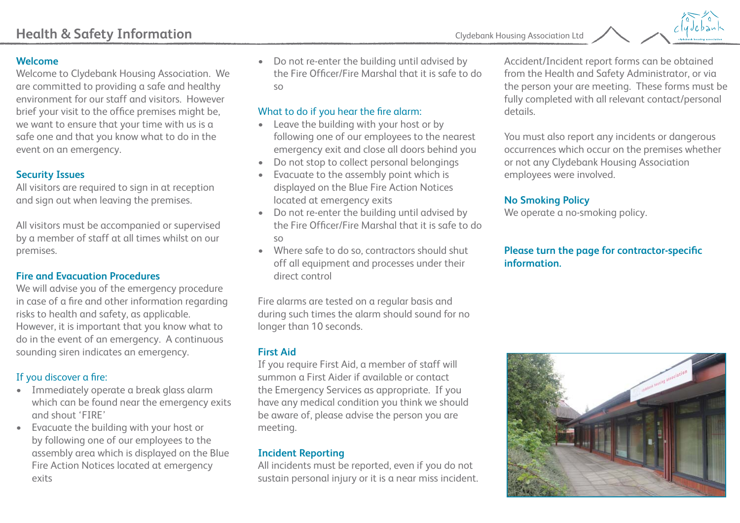# Health & Safety Information

Clydebank Housing Association Ltd

## Welcome

Welcome to Clydebank Housing Association. We are committed to providing a safe and healthy environment for our staff and visitors. However brief your visit to the office premises might be, we want to ensure that your time with us is a safe one and that you know what to do in the event on an emergency.

## Security Issues

All visitors are required to sign in at reception and sign out when leaving the premises.

All visitors must be accompanied or supervised by a member of staff at all times whilst on our premises.

## Fire and Evacuation Procedures

We will advise you of the emergency procedure in case of a fire and other information regarding risks to health and safety, as applicable. However, it is important that you know what to do in the event of an emergency. A continuous sounding siren indicates an emergency.

### If you discover a fire:

- Immediately operate a break glass alarm which can be found near the emergency exits and shout 'FIRE'
- Evacuate the building with your host or by following one of our employees to the assembly area which is displayed on the Blue Fire Action Notices located at emergency exits
- Do not re-enter the building until advised by the Fire Officer/Fire Marshal that it is safe to do so

### What to do if you hear the fire alarm:

- Leave the building with your host or by following one of our employees to the nearest emergency exit and close all doors behind you
- Do not stop to collect personal belongings
- Evacuate to the assembly point which is displayed on the Blue Fire Action Notices located at emergency exits
- Do not re-enter the building until advised by the Fire Officer/Fire Marshal that it is safe to do so
- Where safe to do so, contractors should shut off all equipment and processes under their direct control

Fire alarms are tested on a regular basis and during such times the alarm should sound for no longer than 10 seconds.

## First Aid

If you require First Aid, a member of staff will summon a First Aider if available or contact the Emergency Services as appropriate. If you have any medical condition you think we should be aware of, please advise the person you are meeting.

## Incident Reporting

All incidents must be reported, even if you do not sustain personal injury or it is a near miss incident.

Accident/Incident report forms can be obtained from the Health and Safety Administrator, or via the person your are meeting. These forms must be fully completed with all relevant contact/personal details.

You must also report any incidents or dangerous occurrences which occur on the premises whether or not any Clydebank Housing Association employees were involved.

## No Smoking Policy

We operate a no-smoking policy.

**Please turn the page for contractor-specific information.**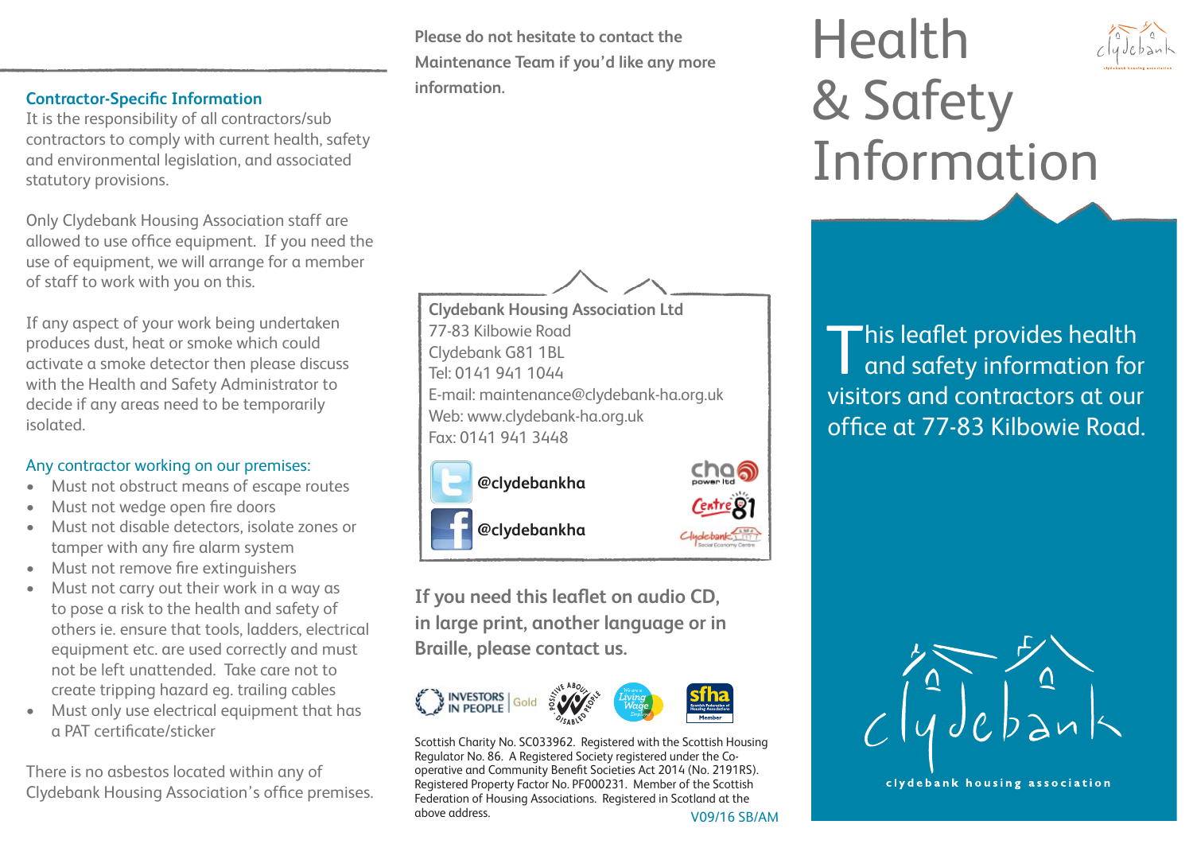## Contractor-Specific Information

It is the responsibility of all contractors/sub contractors to comply with current health, safety and environmental legislation, and associated statutory provisions.

Only Clydebank Housing Association staff are allowed to use office equipment. If you need the use of equipment, we will arrange for a member of staff to work with you on this.

If any aspect of your work being undertaken produces dust, heat or smoke which could activate a smoke detector then please discuss with the Health and Safety Administrator to decide if any areas need to be temporarily isolated.

### Any contractor working on our premises:

- Must not obstruct means of escape routes
- Must not wedge open fire doors
- Must not disable detectors, isolate zones or tamper with any fire alarm system
- Must not remove fire extinguishers
- Must not carry out their work in a way as to pose a risk to the health and safety of others ie. ensure that tools, ladders, electrical equipment etc. are used correctly and must not be left unattended. Take care not to create tripping hazard eg. trailing cables
- Must only use electrical equipment that has a PAT certificate/sticker

There is no asbestos located within any of Clydebank Housing Association's office premises.

**Please do not hesitate to contact the Maintenance Team if you'd like any more information.**

**Clydebank Housing Association Ltd**
77-83 Kilbowie Road
Clydebank G81 1BL
Tel: 0141 941 1044
E-mail: maintenance@clydebank-ha.org.uk
Web: www.clydebank-ha.org.uk
Fax: 0141 941 3448

**@clydebankha**

**@clydebankha**

**If you need this leaflet on audio CD, in large print, another language or in Braille, please contact us.**

Scottish Charity No. SC033962. Registered with the Scottish Housing Regulator No. 86. A Registered Society registered under the Co-operative and Community Benefit Societies Act 2014 (No. 2191RS). Registered Property Factor No. PF000231. Member of the Scottish Federation of Housing Associations. Registered in Scotland at the above address.

V09/16 SB/AM

# Health & Safety Information

This leaflet provides health and safety information for visitors and contractors at our office at 77-83 Kilbowie Road.

clydebank housing association